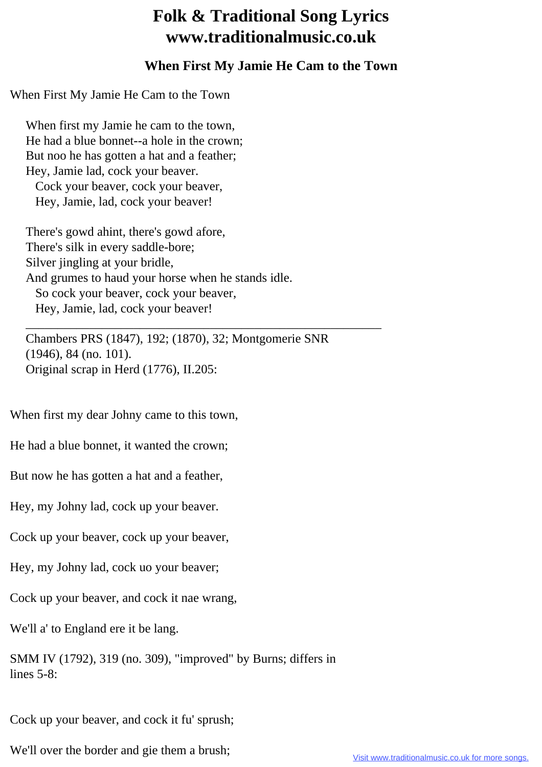# Folk & Traditional Song Lyrics
# www.traditionalmusic.co.uk

## When First My Jamie He Cam to the Town

When First My Jamie He Cam to the Town

When first my Jamie he cam to the town,
He had a blue bonnet--a hole in the crown;
But noo he has gotten a hat and a feather;
Hey, Jamie lad, cock your beaver.
  Cock your beaver, cock your beaver,
  Hey, Jamie, lad, cock your beaver!

There's gowd ahint, there's gowd afore,
There's silk in every saddle-bore;
Silver jingling at your bridle,
And grumes to haud your horse when he stands idle.
  So cock your beaver, cock your beaver,
  Hey, Jamie, lad, cock your beaver!

---

Chambers PRS (1847), 192; (1870), 32; Montgomerie SNR (1946), 84 (no. 101).
Original scrap in Herd (1776), II.205:

When first my dear Johny came to this town,

He had a blue bonnet, it wanted the crown;

But now he has gotten a hat and a feather,

Hey, my Johny lad, cock up your beaver.

Cock up your beaver, cock up your beaver,

Hey, my Johny lad, cock uo your beaver;

Cock up your beaver, and cock it nae wrang,

We'll a' to England ere it be lang.

SMM IV (1792), 319 (no. 309), "improved" by Burns; differs in lines 5-8:

Cock up your beaver, and cock it fu' sprush;

We'll over the border and gie them a brush;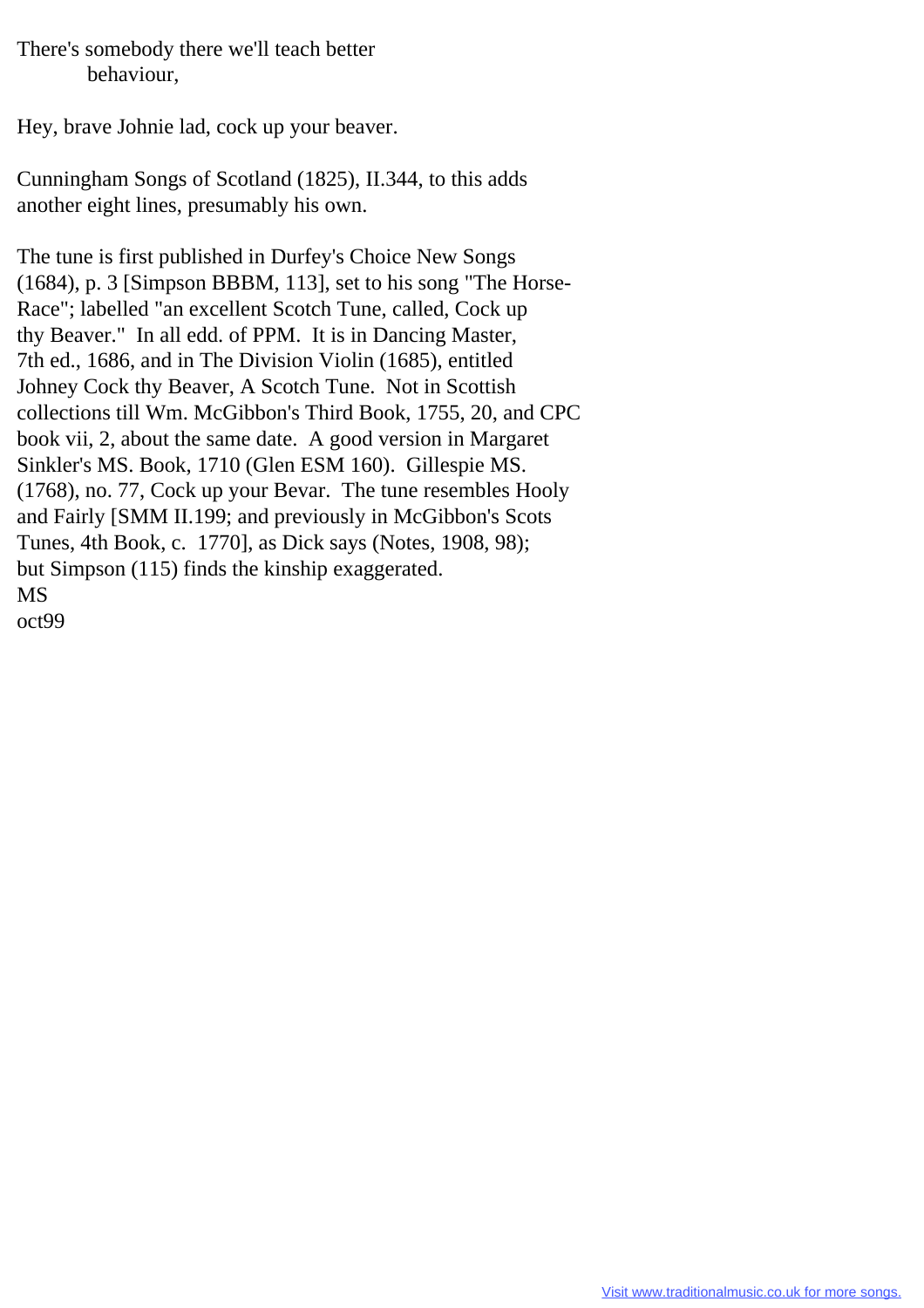There's somebody there we'll teach better
    behaviour,

Hey, brave Johnie lad, cock up your beaver.

Cunningham Songs of Scotland (1825), II.344, to this adds another eight lines, presumably his own.

The tune is first published in Durfey's Choice New Songs (1684), p. 3 [Simpson BBBM, 113], set to his song "The Horse-Race"; labelled "an excellent Scotch Tune, called, Cock up thy Beaver." In all edd. of PPM. It is in Dancing Master, 7th ed., 1686, and in The Division Violin (1685), entitled Johney Cock thy Beaver, A Scotch Tune. Not in Scottish collections till Wm. McGibbon's Third Book, 1755, 20, and CPC book vii, 2, about the same date. A good version in Margaret Sinkler's MS. Book, 1710 (Glen ESM 160). Gillespie MS. (1768), no. 77, Cock up your Bevar. The tune resembles Hooly and Fairly [SMM II.199; and previously in McGibbon's Scots Tunes, 4th Book, c. 1770], as Dick says (Notes, 1908, 98); but Simpson (115) finds the kinship exaggerated.
MS
oct99